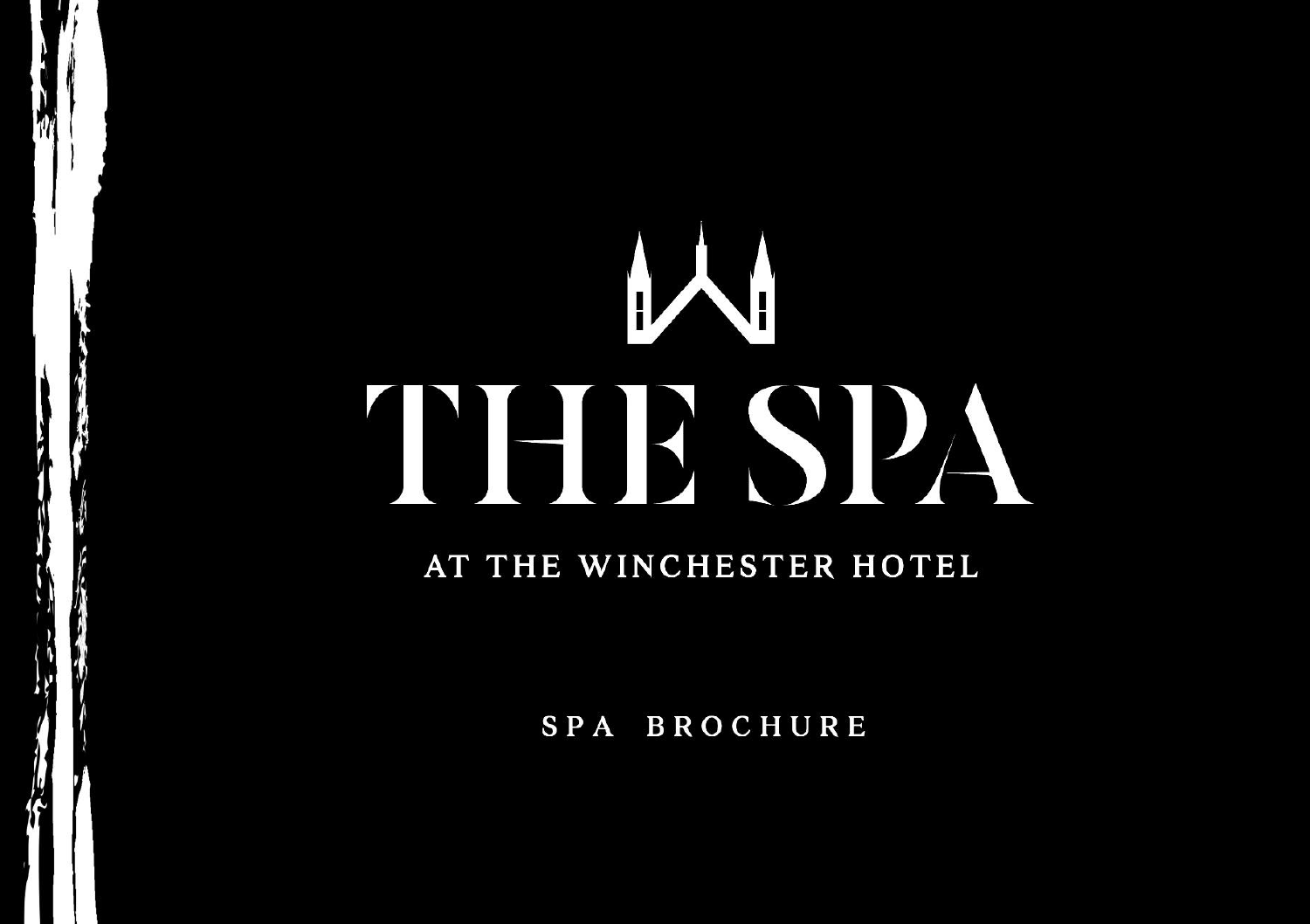# THE SPA

AT THE WINCHESTER HOTEL

SPA BROCHURE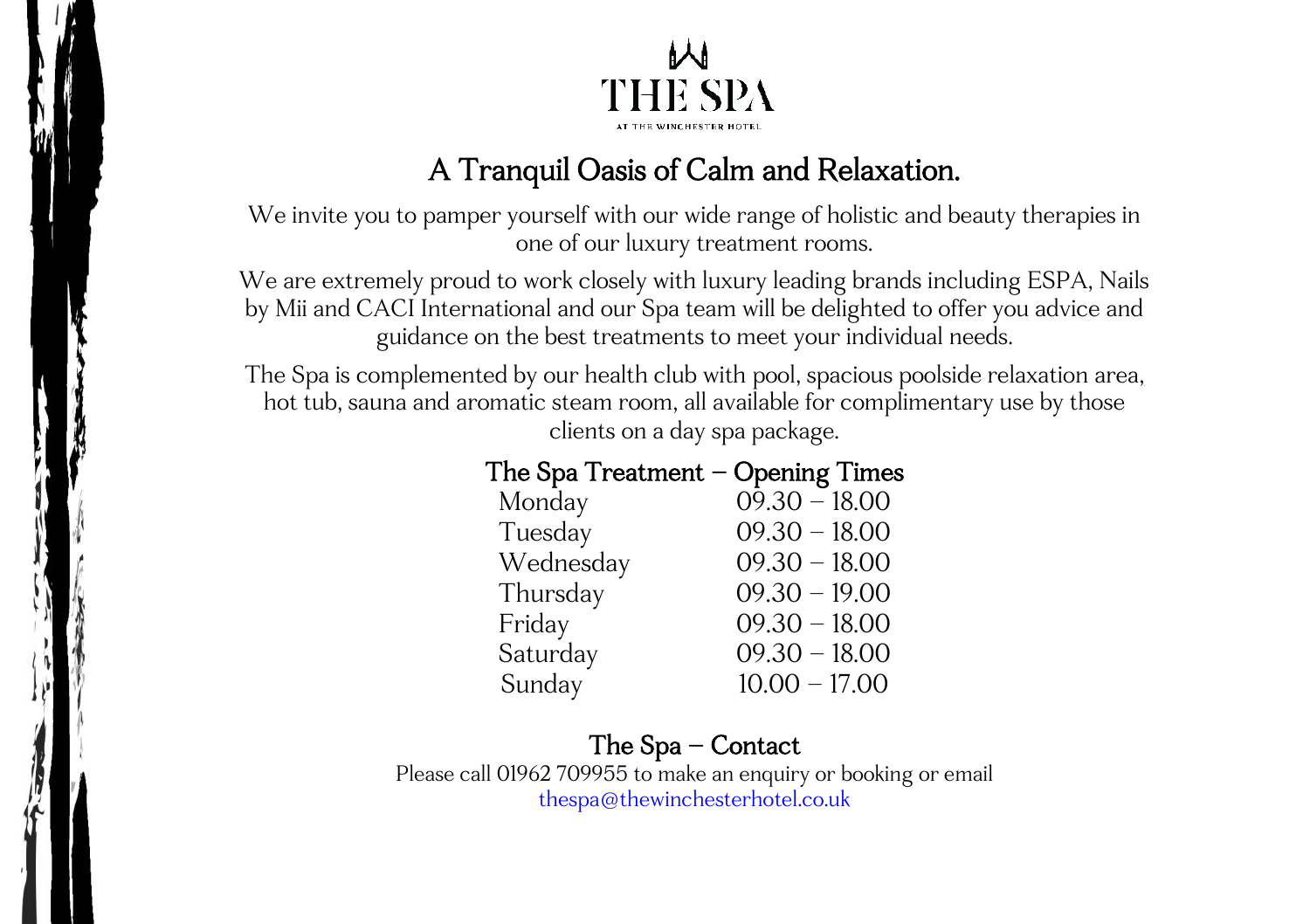# THE SPA

AT THE WINCHESTER HOTEL

## A Tranquil Oasis of Calm and Relaxation.

We invite you to pamper yourself with our wide range of holistic and beauty therapies in one of our luxury treatment rooms.

We are extremely proud to work closely with luxury leading brands including ESPA, Nails by Mii and CACI International and our Spa team will be delighted to offer you advice and guidance on the best treatments to meet your individual needs.

The Spa is complemented by our health club with pool, spacious poolside relaxation area, hot tub, sauna and aromatic steam room, all available for complimentary use by those clients on a day spa package.

### The Spa Treatment – Opening Times

| Day | Times |
| --- | --- |
| Monday | 09.30 – 18.00 |
| Tuesday | 09.30 – 18.00 |
| Wednesday | 09.30 – 18.00 |
| Thursday | 09.30 – 19.00 |
| Friday | 09.30 – 18.00 |
| Saturday | 09.30 – 18.00 |
| Sunday | 10.00 – 17.00 |

### The Spa – Contact

Please call 01962 709955 to make an enquiry or booking or email
thespa@thewinchesterhotel.co.uk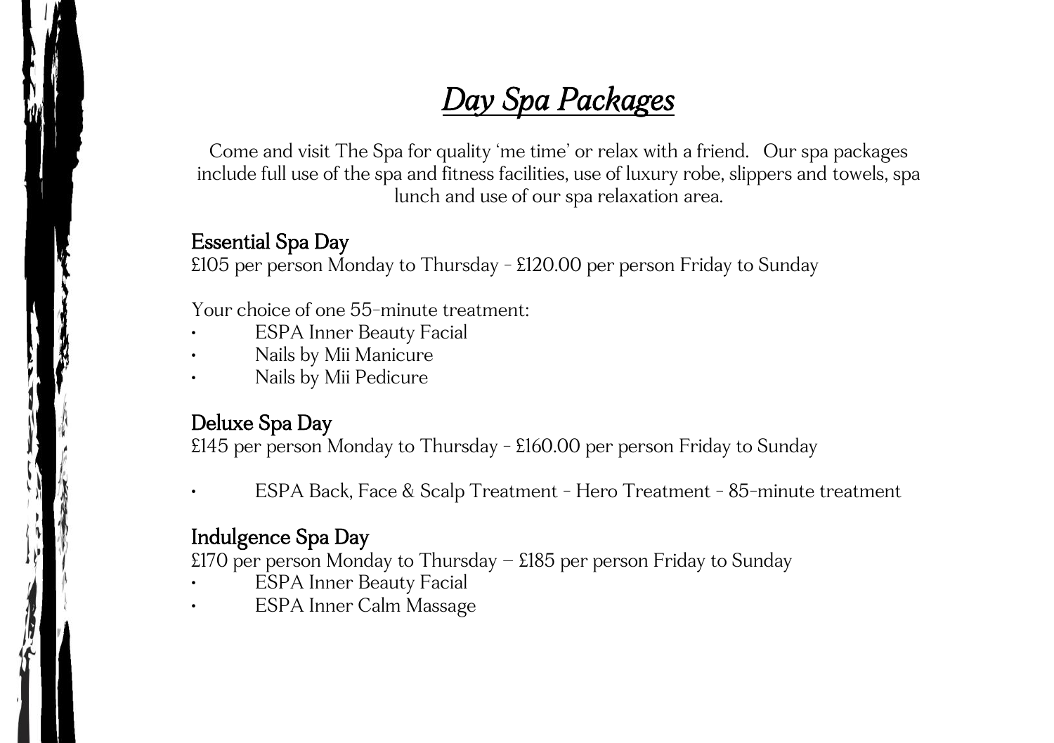# *Day Spa Packages*

Come and visit The Spa for quality 'me time' or relax with a friend. Our spa packages include full use of the spa and fitness facilities, use of luxury robe, slippers and towels, spa lunch and use of our spa relaxation area.

## Essential Spa Day

£105 per person Monday to Thursday - £120.00 per person Friday to Sunday

Your choice of one 55-minute treatment:

- ESPA Inner Beauty Facial
- Nails by Mii Manicure
- Nails by Mii Pedicure

## Deluxe Spa Day

£145 per person Monday to Thursday - £160.00 per person Friday to Sunday

- ESPA Back, Face & Scalp Treatment - Hero Treatment - 85-minute treatment

## Indulgence Spa Day

£170 per person Monday to Thursday – £185 per person Friday to Sunday

- ESPA Inner Beauty Facial
- ESPA Inner Calm Massage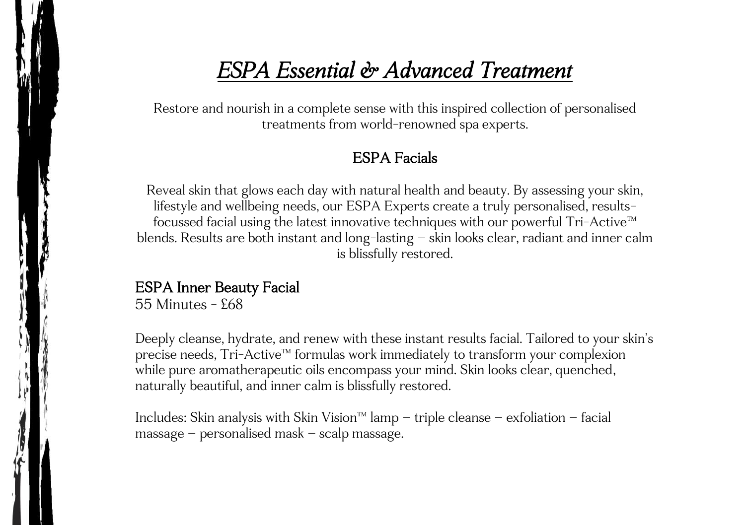# *ESPA Essential & Advanced Treatment*

Restore and nourish in a complete sense with this inspired collection of personalised treatments from world-renowned spa experts.

## ESPA Facials

Reveal skin that glows each day with natural health and beauty. By assessing your skin, lifestyle and wellbeing needs, our ESPA Experts create a truly personalised, results-focussed facial using the latest innovative techniques with our powerful Tri-Active™ blends. Results are both instant and long-lasting – skin looks clear, radiant and inner calm is blissfully restored.

### ESPA Inner Beauty Facial

55 Minutes - £68

Deeply cleanse, hydrate, and renew with these instant results facial. Tailored to your skin's precise needs, Tri-Active™ formulas work immediately to transform your complexion while pure aromatherapeutic oils encompass your mind. Skin looks clear, quenched, naturally beautiful, and inner calm is blissfully restored.

Includes: Skin analysis with Skin Vision™ lamp – triple cleanse – exfoliation – facial massage – personalised mask – scalp massage.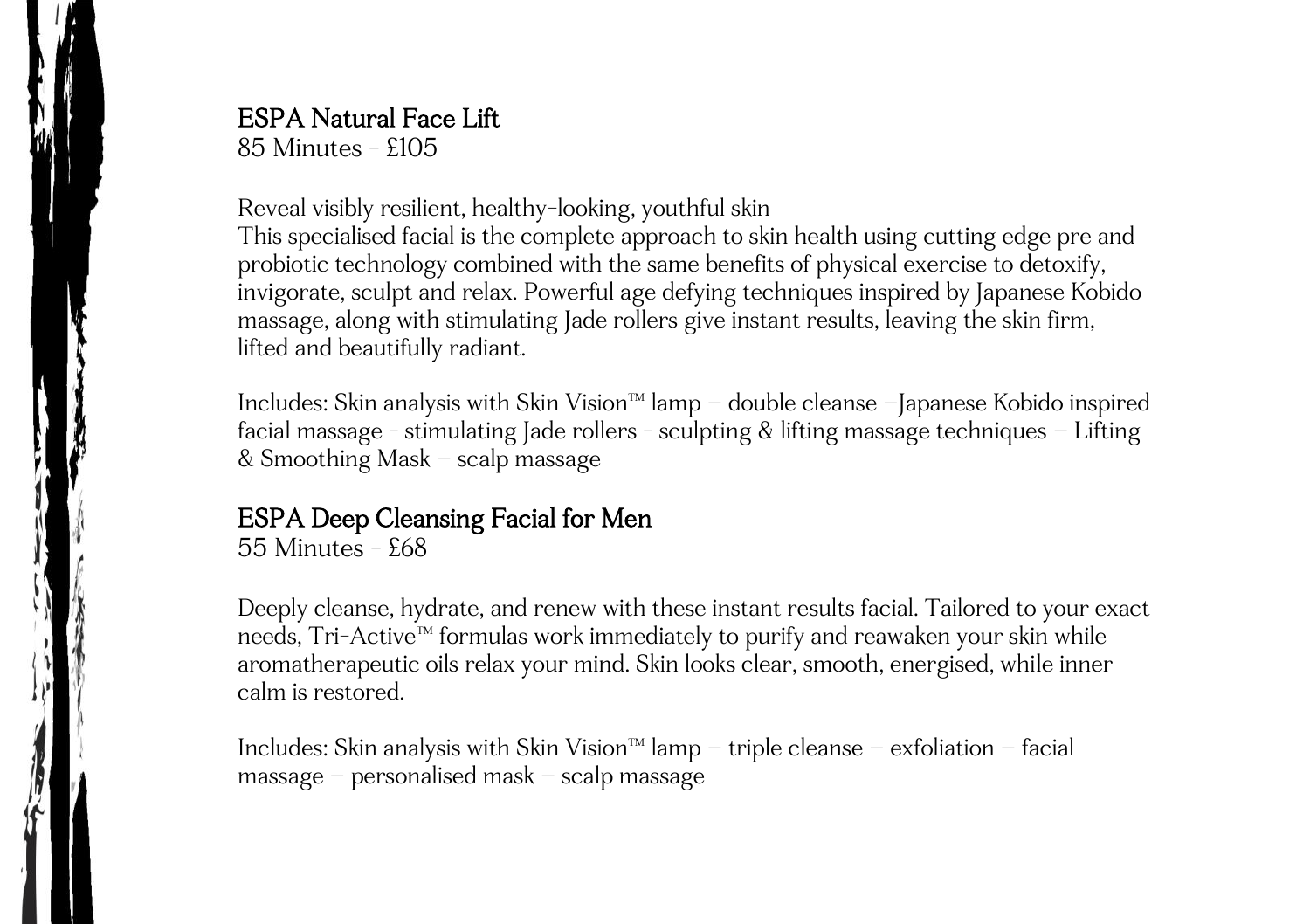## ESPA Natural Face Lift

85 Minutes - £105

Reveal visibly resilient, healthy-looking, youthful skin
This specialised facial is the complete approach to skin health using cutting edge pre and probiotic technology combined with the same benefits of physical exercise to detoxify, invigorate, sculpt and relax. Powerful age defying techniques inspired by Japanese Kobido massage, along with stimulating Jade rollers give instant results, leaving the skin firm, lifted and beautifully radiant.

Includes: Skin analysis with Skin Vision™ lamp – double cleanse –Japanese Kobido inspired facial massage - stimulating Jade rollers - sculpting & lifting massage techniques – Lifting & Smoothing Mask – scalp massage

## ESPA Deep Cleansing Facial for Men

55 Minutes - £68

Deeply cleanse, hydrate, and renew with these instant results facial. Tailored to your exact needs, Tri-Active™ formulas work immediately to purify and reawaken your skin while aromatherapeutic oils relax your mind. Skin looks clear, smooth, energised, while inner calm is restored.

Includes: Skin analysis with Skin Vision™ lamp – triple cleanse – exfoliation – facial massage – personalised mask – scalp massage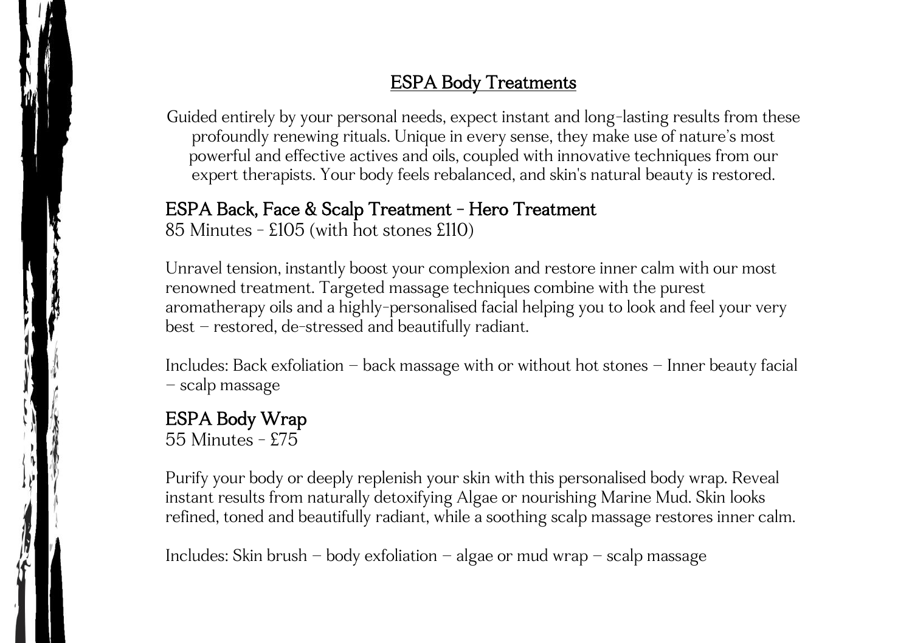# ESPA Body Treatments

Guided entirely by your personal needs, expect instant and long-lasting results from these profoundly renewing rituals. Unique in every sense, they make use of nature's most powerful and effective actives and oils, coupled with innovative techniques from our expert therapists. Your body feels rebalanced, and skin's natural beauty is restored.

## ESPA Back, Face & Scalp Treatment - Hero Treatment

85 Minutes - £105 (with hot stones £110)

Unravel tension, instantly boost your complexion and restore inner calm with our most renowned treatment. Targeted massage techniques combine with the purest aromatherapy oils and a highly-personalised facial helping you to look and feel your very best – restored, de-stressed and beautifully radiant.

Includes: Back exfoliation – back massage with or without hot stones – Inner beauty facial – scalp massage

## ESPA Body Wrap

55 Minutes - £75

Purify your body or deeply replenish your skin with this personalised body wrap. Reveal instant results from naturally detoxifying Algae or nourishing Marine Mud. Skin looks refined, toned and beautifully radiant, while a soothing scalp massage restores inner calm.

Includes: Skin brush – body exfoliation – algae or mud wrap – scalp massage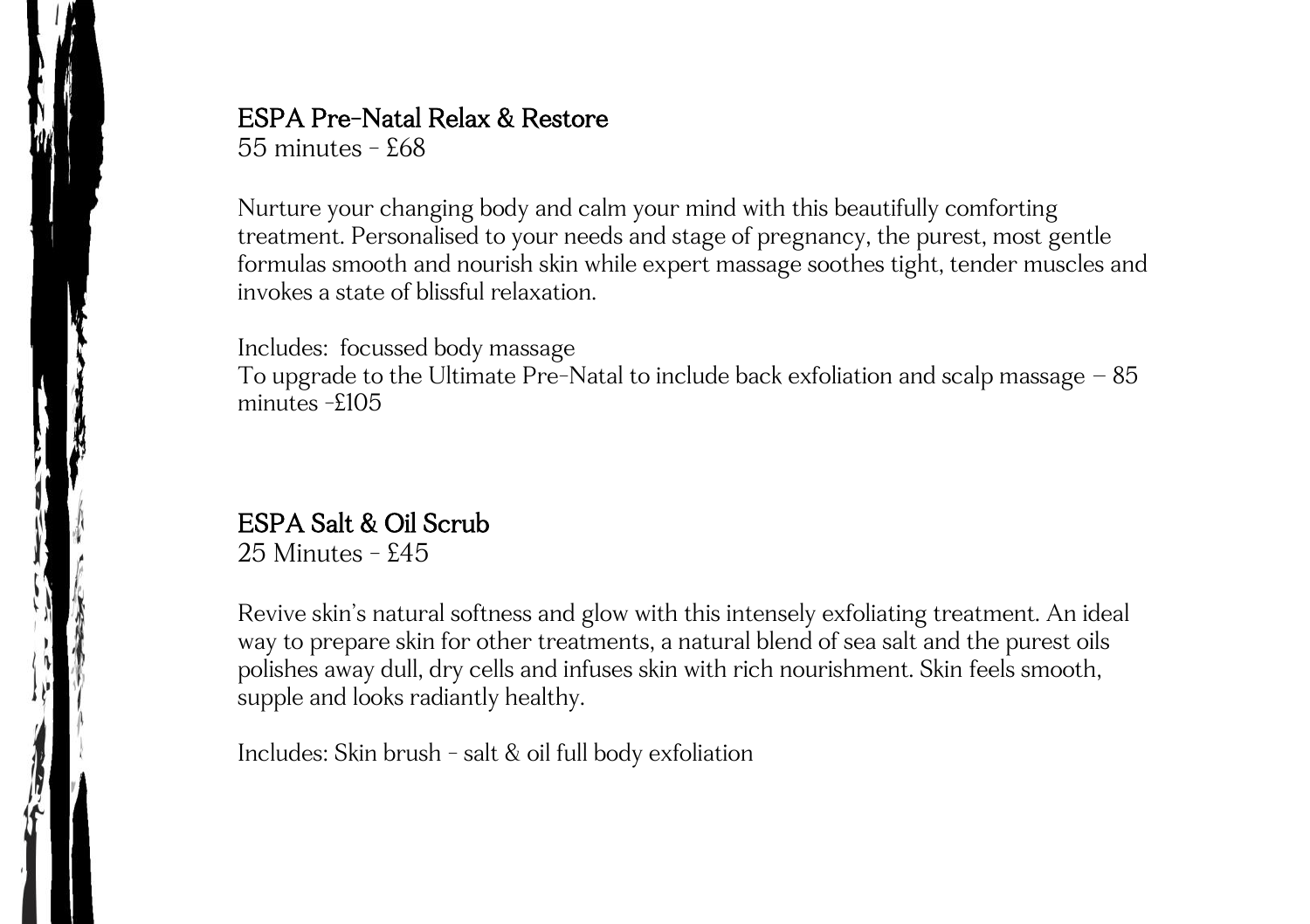## ESPA Pre-Natal Relax & Restore

55 minutes - £68

Nurture your changing body and calm your mind with this beautifully comforting treatment. Personalised to your needs and stage of pregnancy, the purest, most gentle formulas smooth and nourish skin while expert massage soothes tight, tender muscles and invokes a state of blissful relaxation.

Includes: focussed body massage
To upgrade to the Ultimate Pre-Natal to include back exfoliation and scalp massage – 85 minutes -£105

## ESPA Salt & Oil Scrub

25 Minutes - £45

Revive skin's natural softness and glow with this intensely exfoliating treatment. An ideal way to prepare skin for other treatments, a natural blend of sea salt and the purest oils polishes away dull, dry cells and infuses skin with rich nourishment. Skin feels smooth, supple and looks radiantly healthy.

Includes: Skin brush - salt & oil full body exfoliation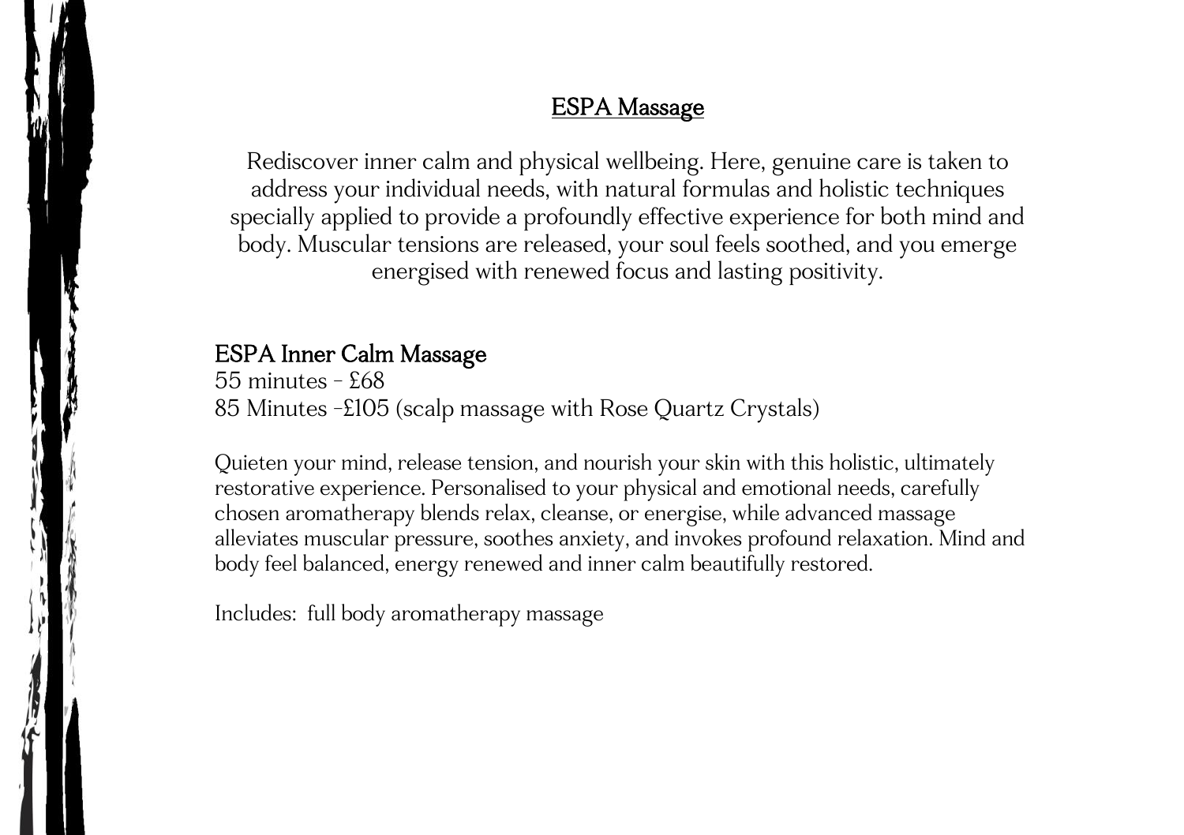# ESPA Massage

Rediscover inner calm and physical wellbeing. Here, genuine care is taken to address your individual needs, with natural formulas and holistic techniques specially applied to provide a profoundly effective experience for both mind and body. Muscular tensions are released, your soul feels soothed, and you emerge energised with renewed focus and lasting positivity.

## ESPA Inner Calm Massage

55 minutes - £68
85 Minutes -£105 (scalp massage with Rose Quartz Crystals)

Quieten your mind, release tension, and nourish your skin with this holistic, ultimately restorative experience. Personalised to your physical and emotional needs, carefully chosen aromatherapy blends relax, cleanse, or energise, while advanced massage alleviates muscular pressure, soothes anxiety, and invokes profound relaxation. Mind and body feel balanced, energy renewed and inner calm beautifully restored.

Includes: full body aromatherapy massage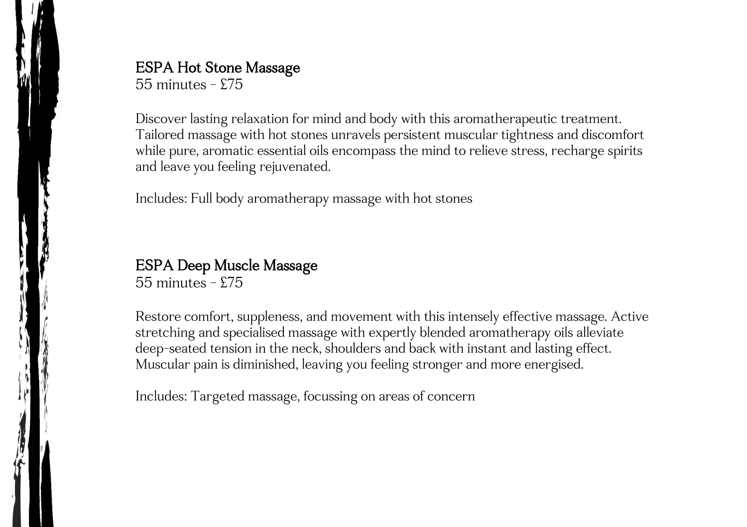## ESPA Hot Stone Massage

55 minutes - £75

Discover lasting relaxation for mind and body with this aromatherapeutic treatment. Tailored massage with hot stones unravels persistent muscular tightness and discomfort while pure, aromatic essential oils encompass the mind to relieve stress, recharge spirits and leave you feeling rejuvenated.

Includes: Full body aromatherapy massage with hot stones

## ESPA Deep Muscle Massage

55 minutes - £75

Restore comfort, suppleness, and movement with this intensely effective massage. Active stretching and specialised massage with expertly blended aromatherapy oils alleviate deep-seated tension in the neck, shoulders and back with instant and lasting effect. Muscular pain is diminished, leaving you feeling stronger and more energised.

Includes: Targeted massage, focussing on areas of concern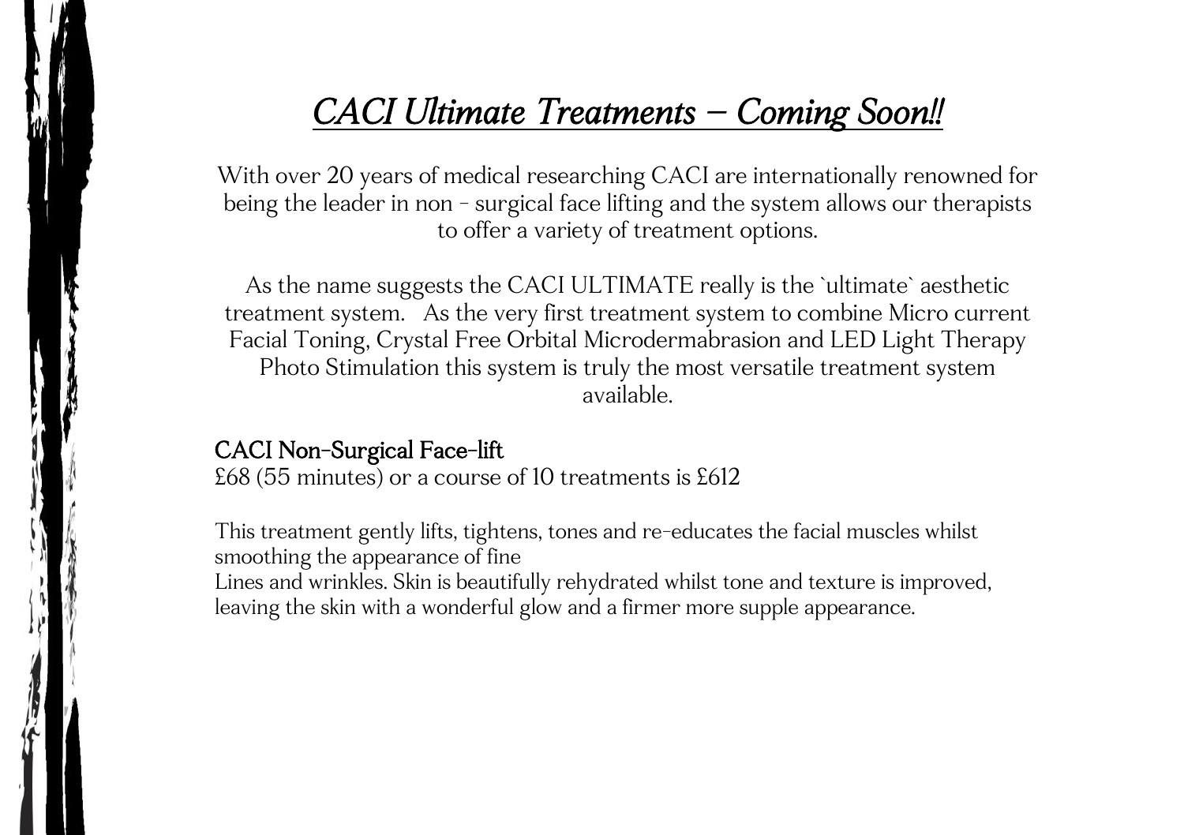# *CACI Ultimate Treatments – Coming Soon!!*

With over 20 years of medical researching CACI are internationally renowned for being the leader in non - surgical face lifting and the system allows our therapists to offer a variety of treatment options.

As the name suggests the CACI ULTIMATE really is the `ultimate` aesthetic treatment system. As the very first treatment system to combine Micro current Facial Toning, Crystal Free Orbital Microdermabrasion and LED Light Therapy Photo Stimulation this system is truly the most versatile treatment system available.

### CACI Non-Surgical Face-lift

£68 (55 minutes) or a course of 10 treatments is £612

This treatment gently lifts, tightens, tones and re-educates the facial muscles whilst smoothing the appearance of fine Lines and wrinkles. Skin is beautifully rehydrated whilst tone and texture is improved, leaving the skin with a wonderful glow and a firmer more supple appearance.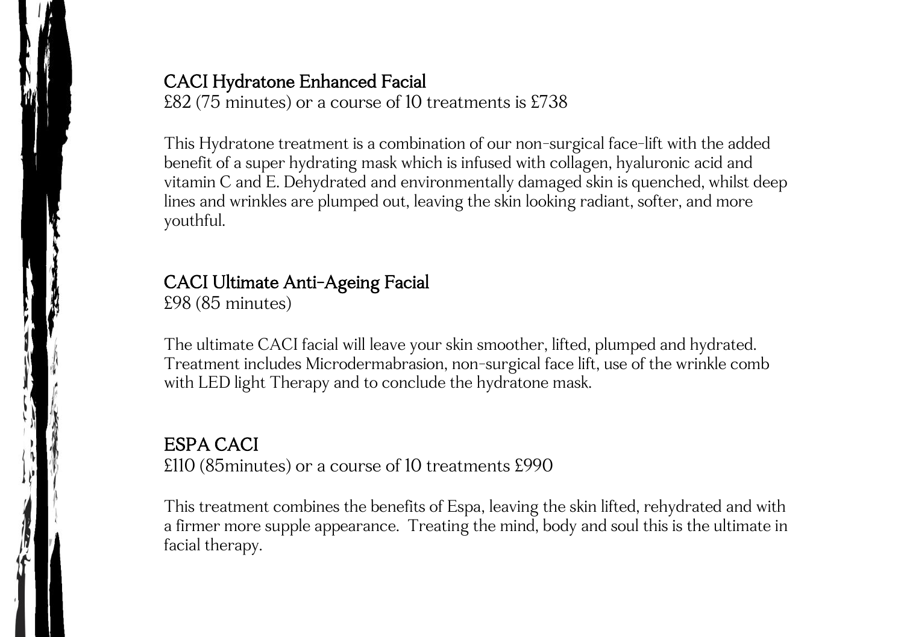## CACI Hydratone Enhanced Facial

£82 (75 minutes) or a course of 10 treatments is £738

This Hydratone treatment is a combination of our non-surgical face-lift with the added benefit of a super hydrating mask which is infused with collagen, hyaluronic acid and vitamin C and E. Dehydrated and environmentally damaged skin is quenched, whilst deep lines and wrinkles are plumped out, leaving the skin looking radiant, softer, and more youthful.

## CACI Ultimate Anti-Ageing Facial

£98 (85 minutes)

The ultimate CACI facial will leave your skin smoother, lifted, plumped and hydrated. Treatment includes Microdermabrasion, non-surgical face lift, use of the wrinkle comb with LED light Therapy and to conclude the hydratone mask.

## ESPA CACI

£110 (85minutes) or a course of 10 treatments £990

This treatment combines the benefits of Espa, leaving the skin lifted, rehydrated and with a firmer more supple appearance. Treating the mind, body and soul this is the ultimate in facial therapy.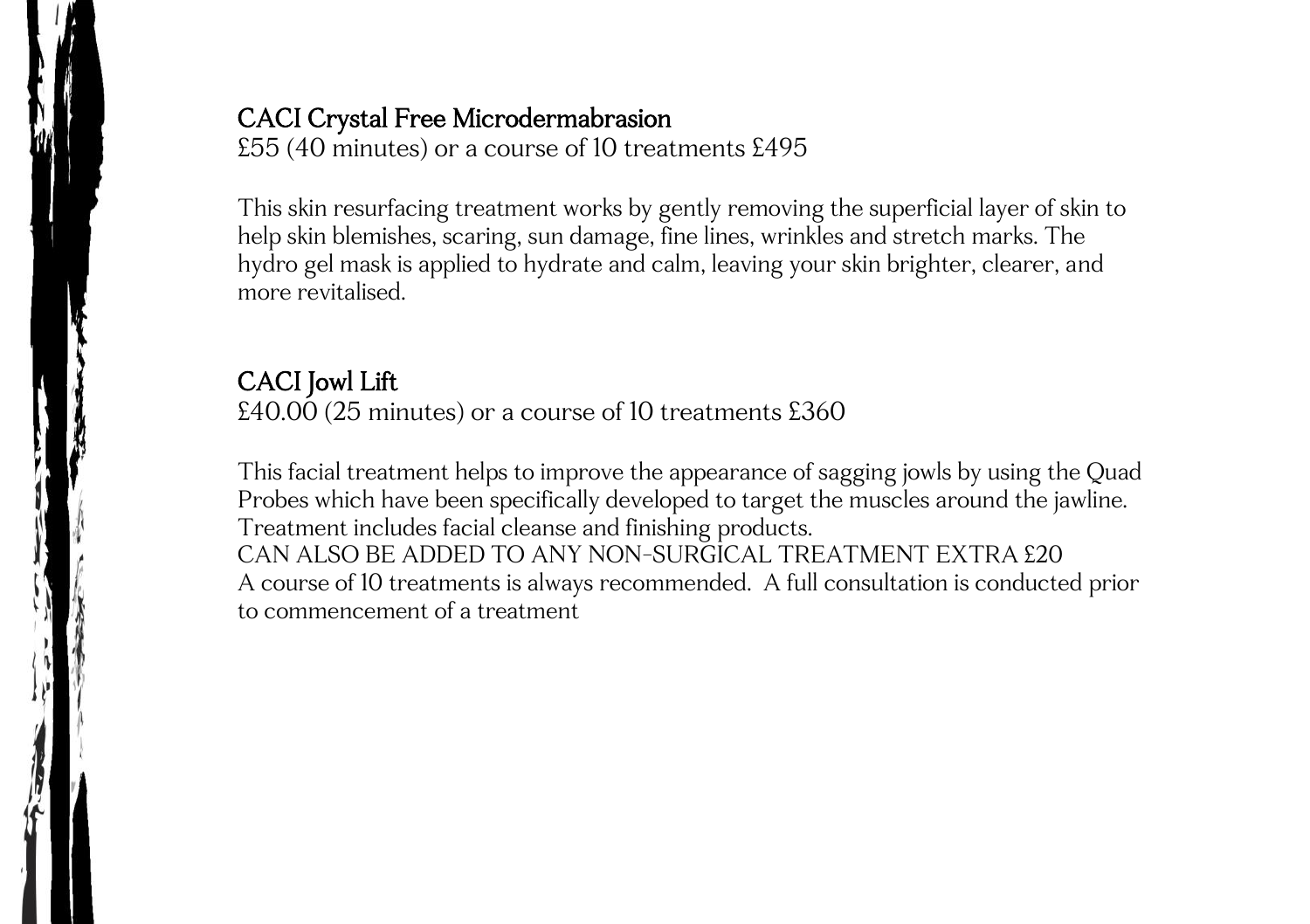## CACI Crystal Free Microdermabrasion

£55 (40 minutes) or a course of 10 treatments £495

This skin resurfacing treatment works by gently removing the superficial layer of skin to help skin blemishes, scaring, sun damage, fine lines, wrinkles and stretch marks. The hydro gel mask is applied to hydrate and calm, leaving your skin brighter, clearer, and more revitalised.

## CACI Jowl Lift

£40.00 (25 minutes) or a course of 10 treatments £360

This facial treatment helps to improve the appearance of sagging jowls by using the Quad Probes which have been specifically developed to target the muscles around the jawline. Treatment includes facial cleanse and finishing products.

CAN ALSO BE ADDED TO ANY NON-SURGICAL TREATMENT EXTRA £20

A course of 10 treatments is always recommended. A full consultation is conducted prior to commencement of a treatment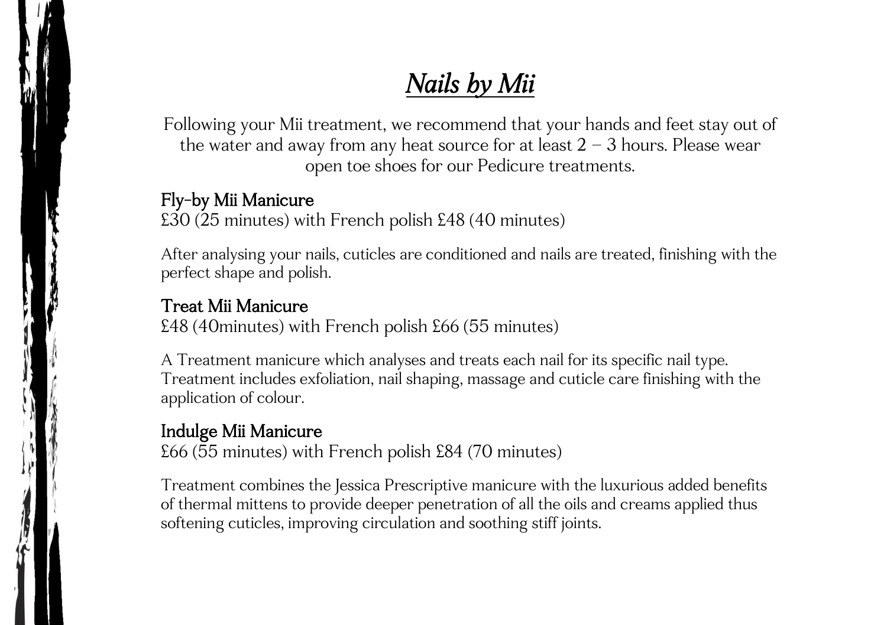# *Nails by Mii*

Following your Mii treatment, we recommend that your hands and feet stay out of the water and away from any heat source for at least 2 – 3 hours. Please wear open toe shoes for our Pedicure treatments.

### Fly-by Mii Manicure

£30 (25 minutes) with French polish £48 (40 minutes)

After analysing your nails, cuticles are conditioned and nails are treated, finishing with the perfect shape and polish.

### Treat Mii Manicure

£48 (40minutes) with French polish £66 (55 minutes)

A Treatment manicure which analyses and treats each nail for its specific nail type. Treatment includes exfoliation, nail shaping, massage and cuticle care finishing with the application of colour.

### Indulge Mii Manicure

£66 (55 minutes) with French polish £84 (70 minutes)

Treatment combines the Jessica Prescriptive manicure with the luxurious added benefits of thermal mittens to provide deeper penetration of all the oils and creams applied thus softening cuticles, improving circulation and soothing stiff joints.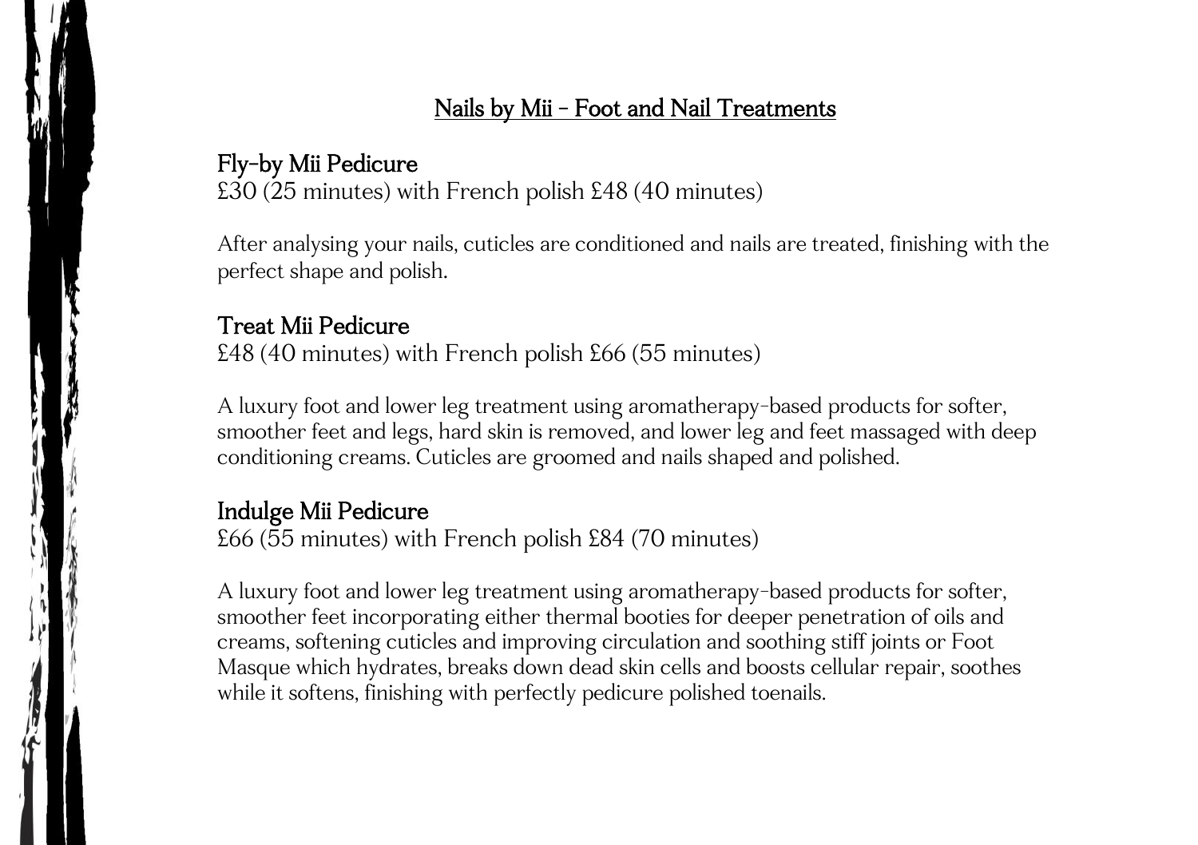## Nails by Mii - Foot and Nail Treatments

### Fly-by Mii Pedicure

£30 (25 minutes) with French polish £48 (40 minutes)

After analysing your nails, cuticles are conditioned and nails are treated, finishing with the perfect shape and polish.

### Treat Mii Pedicure

£48 (40 minutes) with French polish £66 (55 minutes)

A luxury foot and lower leg treatment using aromatherapy-based products for softer, smoother feet and legs, hard skin is removed, and lower leg and feet massaged with deep conditioning creams. Cuticles are groomed and nails shaped and polished.

### Indulge Mii Pedicure

£66 (55 minutes) with French polish £84 (70 minutes)

A luxury foot and lower leg treatment using aromatherapy-based products for softer, smoother feet incorporating either thermal booties for deeper penetration of oils and creams, softening cuticles and improving circulation and soothing stiff joints or Foot Masque which hydrates, breaks down dead skin cells and boosts cellular repair, soothes while it softens, finishing with perfectly pedicure polished toenails.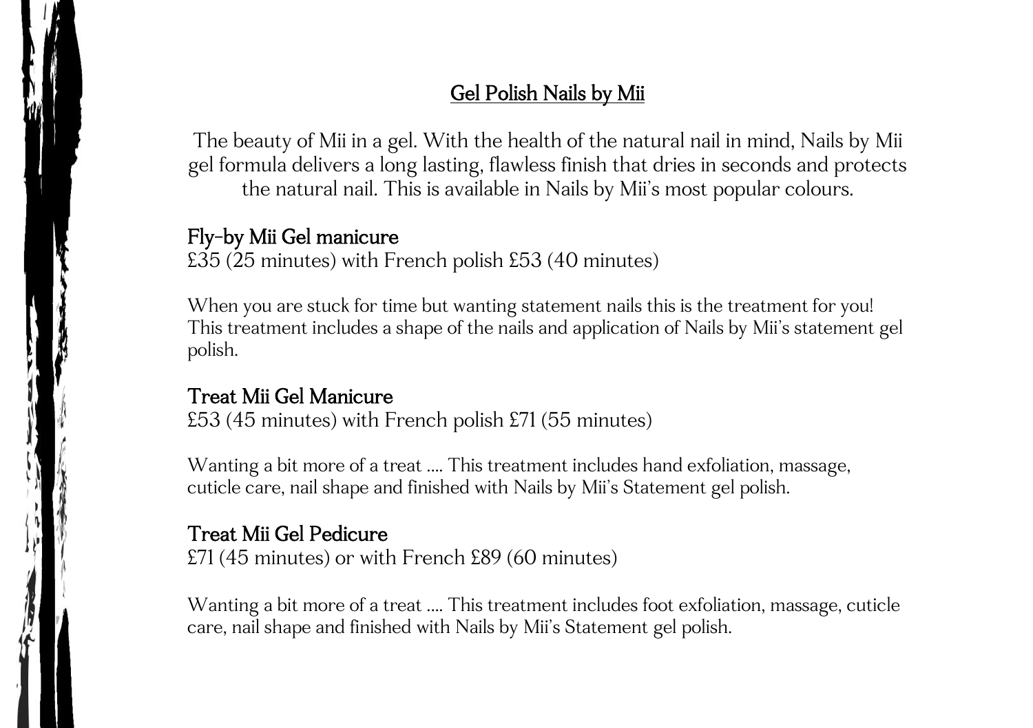# Gel Polish Nails by Mii

The beauty of Mii in a gel. With the health of the natural nail in mind, Nails by Mii gel formula delivers a long lasting, flawless finish that dries in seconds and protects the natural nail. This is available in Nails by Mii's most popular colours.

## Fly-by Mii Gel manicure

£35 (25 minutes) with French polish £53 (40 minutes)

When you are stuck for time but wanting statement nails this is the treatment for you! This treatment includes a shape of the nails and application of Nails by Mii's statement gel polish.

## Treat Mii Gel Manicure

£53 (45 minutes) with French polish £71 (55 minutes)

Wanting a bit more of a treat .... This treatment includes hand exfoliation, massage, cuticle care, nail shape and finished with Nails by Mii's Statement gel polish.

## Treat Mii Gel Pedicure

£71 (45 minutes) or with French £89 (60 minutes)

Wanting a bit more of a treat .... This treatment includes foot exfoliation, massage, cuticle care, nail shape and finished with Nails by Mii's Statement gel polish.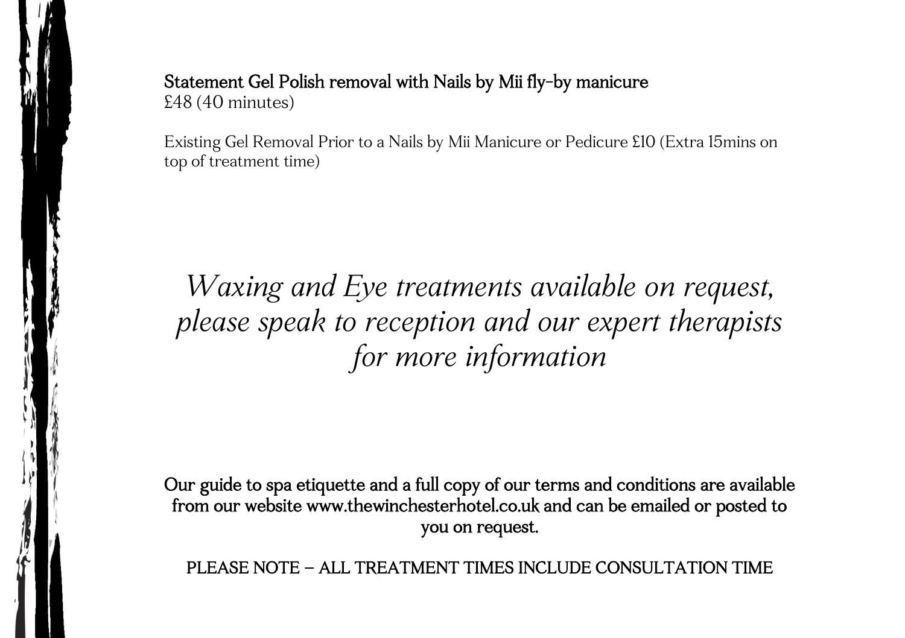Statement Gel Polish removal with Nails by Mii fly-by manicure
£48 (40 minutes)

Existing Gel Removal Prior to a Nails by Mii Manicure or Pedicure £10 (Extra 15mins on top of treatment time)

*Waxing and Eye treatments available on request, please speak to reception and our expert therapists for more information*

Our guide to spa etiquette and a full copy of our terms and conditions are available from our website www.thewinchesterhotel.co.uk and can be emailed or posted to you on request.

PLEASE NOTE – ALL TREATMENT TIMES INCLUDE CONSULTATION TIME